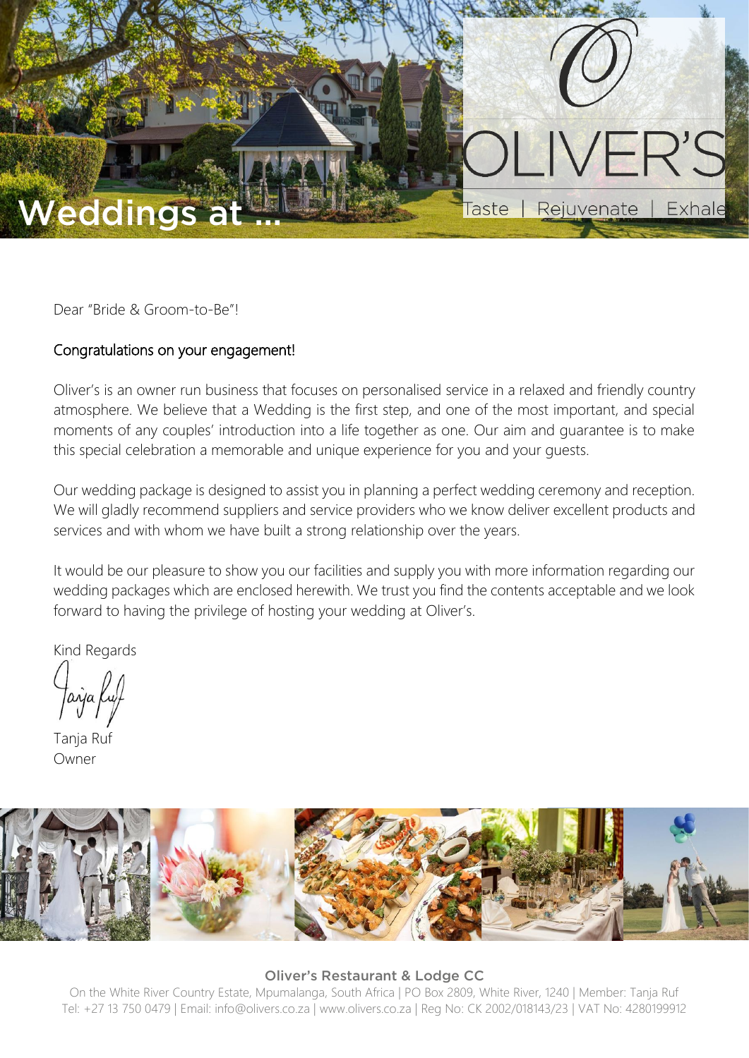# Weddings at …

OLIVER'S

Taste | Rejuvenate | Exhale

Dear "Bride & Groom-to-Be"!

Congratulations on your engagement!

Oliver's is an owner run business that focuses on personalised service in a relaxed and friendly country atmosphere. We believe that a Wedding is the first step, and one of the most important, and special moments of any couples' introduction into a life together as one. Our aim and guarantee is to make this special celebration a memorable and unique experience for you and your guests.

Our wedding package is designed to assist you in planning a perfect wedding ceremony and reception. We will gladly recommend suppliers and service providers who we know deliver excellent products and services and with whom we have built a strong relationship over the years.

It would be our pleasure to show you our facilities and supply you with more information regarding our wedding packages which are enclosed herewith. We trust you find the contents acceptable and we look forward to having the privilege of hosting your wedding at Oliver's.

Kind Regards

Tanja Ruf
Owner

**Oliver's Restaurant & Lodge CC**

On the White River Country Estate, Mpumalanga, South Africa | PO Box 2809, White River, 1240 | Member: Tanja Ruf
Tel: +27 13 750 0479 | Email: info@olivers.co.za | www.olivers.co.za | Reg No: CK 2002/018143/23 | VAT No: 4280199912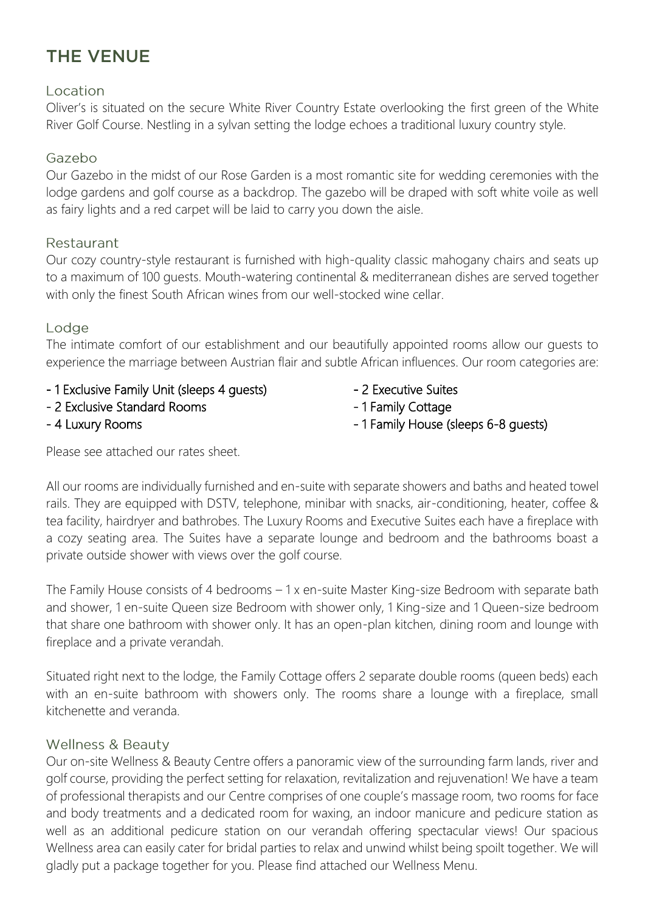# THE VENUE

## Location

Oliver's is situated on the secure White River Country Estate overlooking the first green of the White River Golf Course. Nestling in a sylvan setting the lodge echoes a traditional luxury country style.

## Gazebo

Our Gazebo in the midst of our Rose Garden is a most romantic site for wedding ceremonies with the lodge gardens and golf course as a backdrop. The gazebo will be draped with soft white voile as well as fairy lights and a red carpet will be laid to carry you down the aisle.

## Restaurant

Our cozy country-style restaurant is furnished with high-quality classic mahogany chairs and seats up to a maximum of 100 guests. Mouth-watering continental & mediterranean dishes are served together with only the finest South African wines from our well-stocked wine cellar.

## Lodge

The intimate comfort of our establishment and our beautifully appointed rooms allow our guests to experience the marriage between Austrian flair and subtle African influences. Our room categories are:

- 1 Exclusive Family Unit (sleeps 4 guests)
- 2 Exclusive Standard Rooms
- 4 Luxury Rooms
- 2 Executive Suites
- 1 Family Cottage
- 1 Family House (sleeps 6-8 guests)

Please see attached our rates sheet.

All our rooms are individually furnished and en-suite with separate showers and baths and heated towel rails. They are equipped with DSTV, telephone, minibar with snacks, air-conditioning, heater, coffee & tea facility, hairdryer and bathrobes. The Luxury Rooms and Executive Suites each have a fireplace with a cozy seating area. The Suites have a separate lounge and bedroom and the bathrooms boast a private outside shower with views over the golf course.

The Family House consists of 4 bedrooms – 1 x en-suite Master King-size Bedroom with separate bath and shower, 1 en-suite Queen size Bedroom with shower only, 1 King-size and 1 Queen-size bedroom that share one bathroom with shower only. It has an open-plan kitchen, dining room and lounge with fireplace and a private verandah.

Situated right next to the lodge, the Family Cottage offers 2 separate double rooms (queen beds) each with an en-suite bathroom with showers only. The rooms share a lounge with a fireplace, small kitchenette and veranda.

## Wellness & Beauty

Our on-site Wellness & Beauty Centre offers a panoramic view of the surrounding farm lands, river and golf course, providing the perfect setting for relaxation, revitalization and rejuvenation! We have a team of professional therapists and our Centre comprises of one couple's massage room, two rooms for face and body treatments and a dedicated room for waxing, an indoor manicure and pedicure station as well as an additional pedicure station on our verandah offering spectacular views! Our spacious Wellness area can easily cater for bridal parties to relax and unwind whilst being spoilt together. We will gladly put a package together for you. Please find attached our Wellness Menu.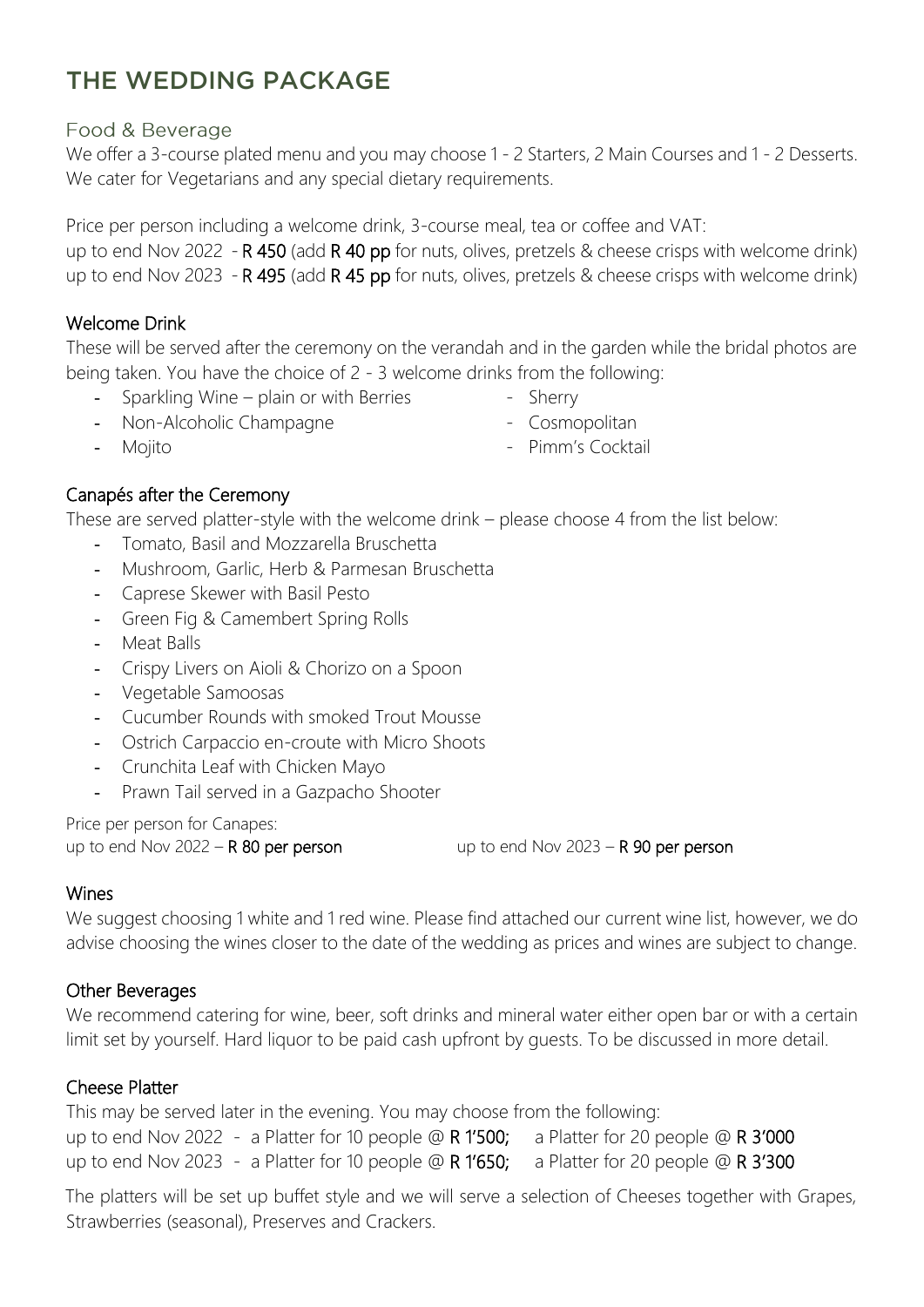# THE WEDDING PACKAGE

## Food & Beverage

We offer a 3-course plated menu and you may choose 1 - 2 Starters, 2 Main Courses and 1 - 2 Desserts. We cater for Vegetarians and any special dietary requirements.

Price per person including a welcome drink, 3-course meal, tea or coffee and VAT:
up to end Nov 2022 - **R 450** (add **R 40 pp** for nuts, olives, pretzels & cheese crisps with welcome drink)
up to end Nov 2023 - **R 495** (add **R 45 pp** for nuts, olives, pretzels & cheese crisps with welcome drink)

### Welcome Drink

These will be served after the ceremony on the verandah and in the garden while the bridal photos are being taken. You have the choice of 2 - 3 welcome drinks from the following:

- Sparkling Wine – plain or with Berries
- Non-Alcoholic Champagne
- Mojito
- Sherry
- Cosmopolitan
- Pimm's Cocktail

### Canapés after the Ceremony

These are served platter-style with the welcome drink – please choose 4 from the list below:

- Tomato, Basil and Mozzarella Bruschetta
- Mushroom, Garlic, Herb & Parmesan Bruschetta
- Caprese Skewer with Basil Pesto
- Green Fig & Camembert Spring Rolls
- Meat Balls
- Crispy Livers on Aioli & Chorizo on a Spoon
- Vegetable Samoosas
- Cucumber Rounds with smoked Trout Mousse
- Ostrich Carpaccio en-croute with Micro Shoots
- Crunchita Leaf with Chicken Mayo
- Prawn Tail served in a Gazpacho Shooter

Price per person for Canapes:
up to end Nov 2022 – **R 80 per person**
up to end Nov 2023 – **R 90 per person**

### Wines

We suggest choosing 1 white and 1 red wine. Please find attached our current wine list, however, we do advise choosing the wines closer to the date of the wedding as prices and wines are subject to change.

### Other Beverages

We recommend catering for wine, beer, soft drinks and mineral water either open bar or with a certain limit set by yourself. Hard liquor to be paid cash upfront by guests. To be discussed in more detail.

### Cheese Platter

This may be served later in the evening. You may choose from the following:
up to end Nov 2022 - a Platter for 10 people @ **R 1'500;** a Platter for 20 people @ **R 3'000**
up to end Nov 2023 - a Platter for 10 people @ **R 1'650;** a Platter for 20 people @ **R 3'300**

The platters will be set up buffet style and we will serve a selection of Cheeses together with Grapes, Strawberries (seasonal), Preserves and Crackers.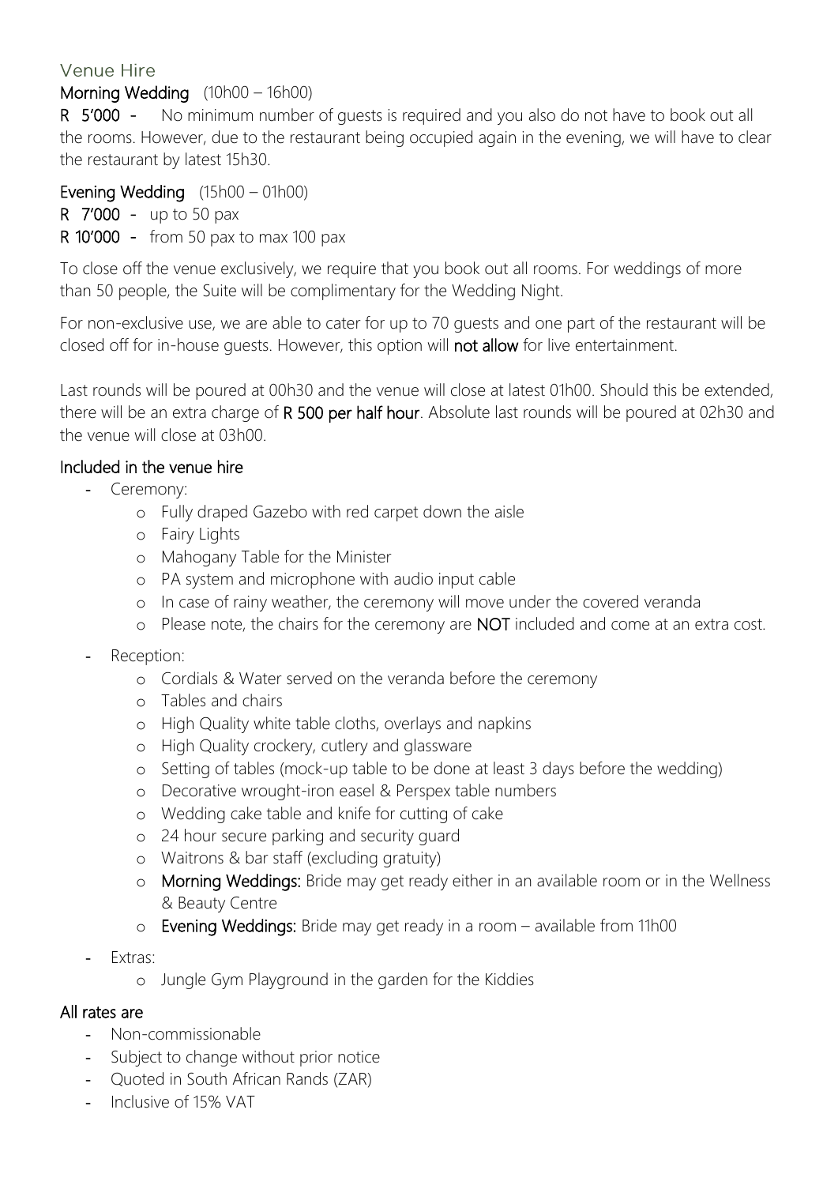## Venue Hire

**Morning Wedding** (10h00 – 16h00)

**R 5'000 -** No minimum number of guests is required and you also do not have to book out all the rooms. However, due to the restaurant being occupied again in the evening, we will have to clear the restaurant by latest 15h30.

**Evening Wedding** (15h00 – 01h00)

**R 7'000 -** up to 50 pax

**R 10'000 -** from 50 pax to max 100 pax

To close off the venue exclusively, we require that you book out all rooms. For weddings of more than 50 people, the Suite will be complimentary for the Wedding Night.

For non-exclusive use, we are able to cater for up to 70 guests and one part of the restaurant will be closed off for in-house guests. However, this option will **not allow** for live entertainment.

Last rounds will be poured at 00h30 and the venue will close at latest 01h00. Should this be extended, there will be an extra charge of **R 500 per half hour**. Absolute last rounds will be poured at 02h30 and the venue will close at 03h00.

### Included in the venue hire

- Ceremony:
  - Fully draped Gazebo with red carpet down the aisle
  - Fairy Lights
  - Mahogany Table for the Minister
  - PA system and microphone with audio input cable
  - In case of rainy weather, the ceremony will move under the covered veranda
  - Please note, the chairs for the ceremony are **NOT** included and come at an extra cost.
- Reception:
  - Cordials & Water served on the veranda before the ceremony
  - Tables and chairs
  - High Quality white table cloths, overlays and napkins
  - High Quality crockery, cutlery and glassware
  - Setting of tables (mock-up table to be done at least 3 days before the wedding)
  - Decorative wrought-iron easel & Perspex table numbers
  - Wedding cake table and knife for cutting of cake
  - 24 hour secure parking and security guard
  - Waitrons & bar staff (excluding gratuity)
  - **Morning Weddings:** Bride may get ready either in an available room or in the Wellness & Beauty Centre
  - **Evening Weddings:** Bride may get ready in a room – available from 11h00
- Extras:
  - Jungle Gym Playground in the garden for the Kiddies

### All rates are

- Non-commissionable
- Subject to change without prior notice
- Quoted in South African Rands (ZAR)
- Inclusive of 15% VAT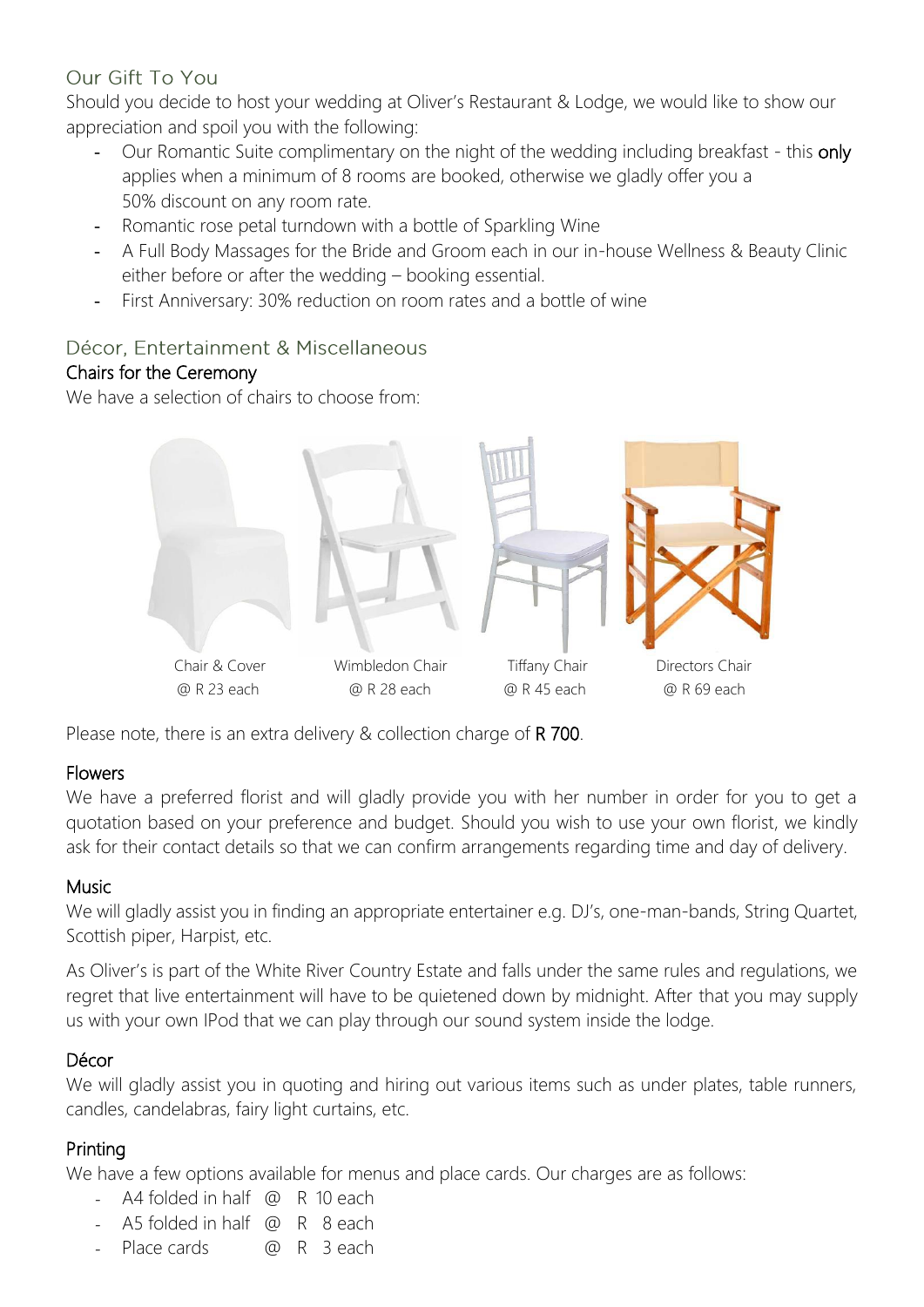## Our Gift To You

Should you decide to host your wedding at Oliver's Restaurant & Lodge, we would like to show our appreciation and spoil you with the following:

- Our Romantic Suite complimentary on the night of the wedding including breakfast - this **only** applies when a minimum of 8 rooms are booked, otherwise we gladly offer you a 50% discount on any room rate.
- Romantic rose petal turndown with a bottle of Sparkling Wine
- A Full Body Massages for the Bride and Groom each in our in-house Wellness & Beauty Clinic either before or after the wedding – booking essential.
- First Anniversary: 30% reduction on room rates and a bottle of wine

## Décor, Entertainment & Miscellaneous

### Chairs for the Ceremony

We have a selection of chairs to choose from:

| Chair & Cover | Wimbledon Chair | Tiffany Chair | Directors Chair |
| --- | --- | --- | --- |
| @ R 23 each | @ R 28 each | @ R 45 each | @ R 69 each |

Please note, there is an extra delivery & collection charge of **R 700**.

### Flowers

We have a preferred florist and will gladly provide you with her number in order for you to get a quotation based on your preference and budget. Should you wish to use your own florist, we kindly ask for their contact details so that we can confirm arrangements regarding time and day of delivery.

### Music

We will gladly assist you in finding an appropriate entertainer e.g. DJ's, one-man-bands, String Quartet, Scottish piper, Harpist, etc.

As Oliver's is part of the White River Country Estate and falls under the same rules and regulations, we regret that live entertainment will have to be quietened down by midnight. After that you may supply us with your own IPod that we can play through our sound system inside the lodge.

### Décor

We will gladly assist you in quoting and hiring out various items such as under plates, table runners, candles, candelabras, fairy light curtains, etc.

### Printing

We have a few options available for menus and place cards. Our charges are as follows:

- A4 folded in half @ R 10 each
- A5 folded in half @ R 8 each
- Place cards @ R 3 each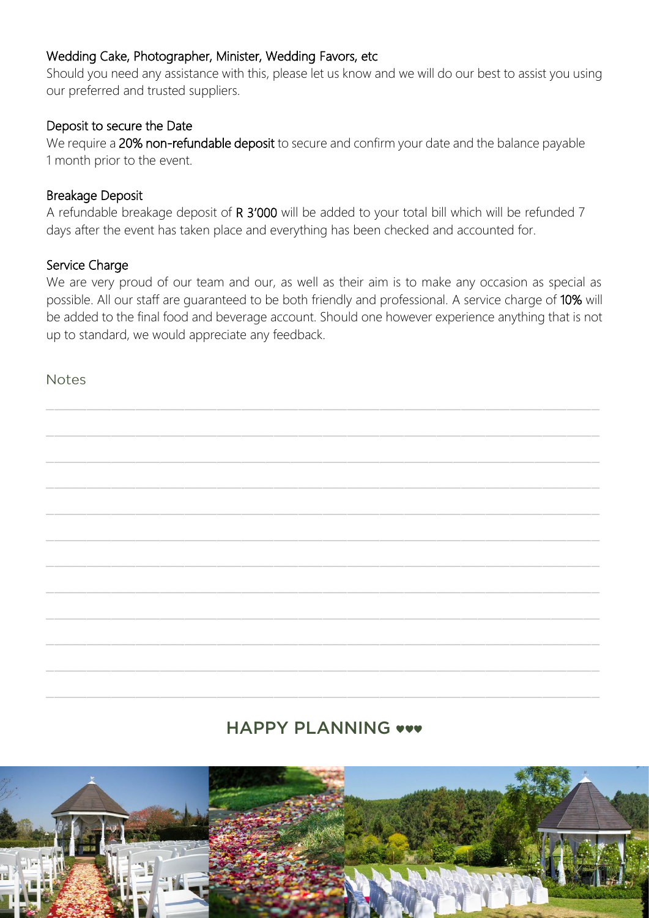### Wedding Cake, Photographer, Minister, Wedding Favors, etc

Should you need any assistance with this, please let us know and we will do our best to assist you using our preferred and trusted suppliers.

### Deposit to secure the Date

We require a **20% non-refundable deposit** to secure and confirm your date and the balance payable 1 month prior to the event.

### Breakage Deposit

A refundable breakage deposit of **R 3'000** will be added to your total bill which will be refunded 7 days after the event has taken place and everything has been checked and accounted for.

### Service Charge

We are very proud of our team and our, as well as their aim is to make any occasion as special as possible. All our staff are guaranteed to be both friendly and professional. A service charge of **10%** will be added to the final food and beverage account. Should one however experience anything that is not up to standard, we would appreciate any feedback.

## Notes

## HAPPY PLANNING ♥♥♥